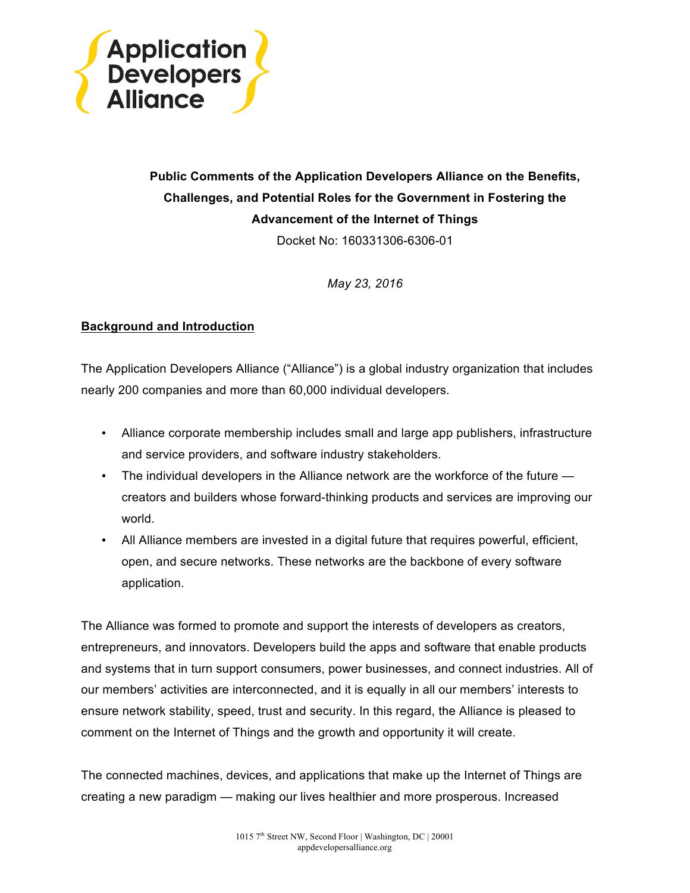**Application Developers Alliance**

**Public Comments of the Application Developers Alliance on the Benefits, Challenges, and Potential Roles for the Government in Fostering the Advancement of the Internet of Things**

Docket No: 160331306-6306-01

*May 23, 2016*

## Background and Introduction

The Application Developers Alliance ("Alliance") is a global industry organization that includes nearly 200 companies and more than 60,000 individual developers.

- Alliance corporate membership includes small and large app publishers, infrastructure and service providers, and software industry stakeholders.
- The individual developers in the Alliance network are the workforce of the future — creators and builders whose forward-thinking products and services are improving our world.
- All Alliance members are invested in a digital future that requires powerful, efficient, open, and secure networks. These networks are the backbone of every software application.

The Alliance was formed to promote and support the interests of developers as creators, entrepreneurs, and innovators. Developers build the apps and software that enable products and systems that in turn support consumers, power businesses, and connect industries. All of our members' activities are interconnected, and it is equally in all our members' interests to ensure network stability, speed, trust and security. In this regard, the Alliance is pleased to comment on the Internet of Things and the growth and opportunity it will create.

The connected machines, devices, and applications that make up the Internet of Things are creating a new paradigm — making our lives healthier and more prosperous. Increased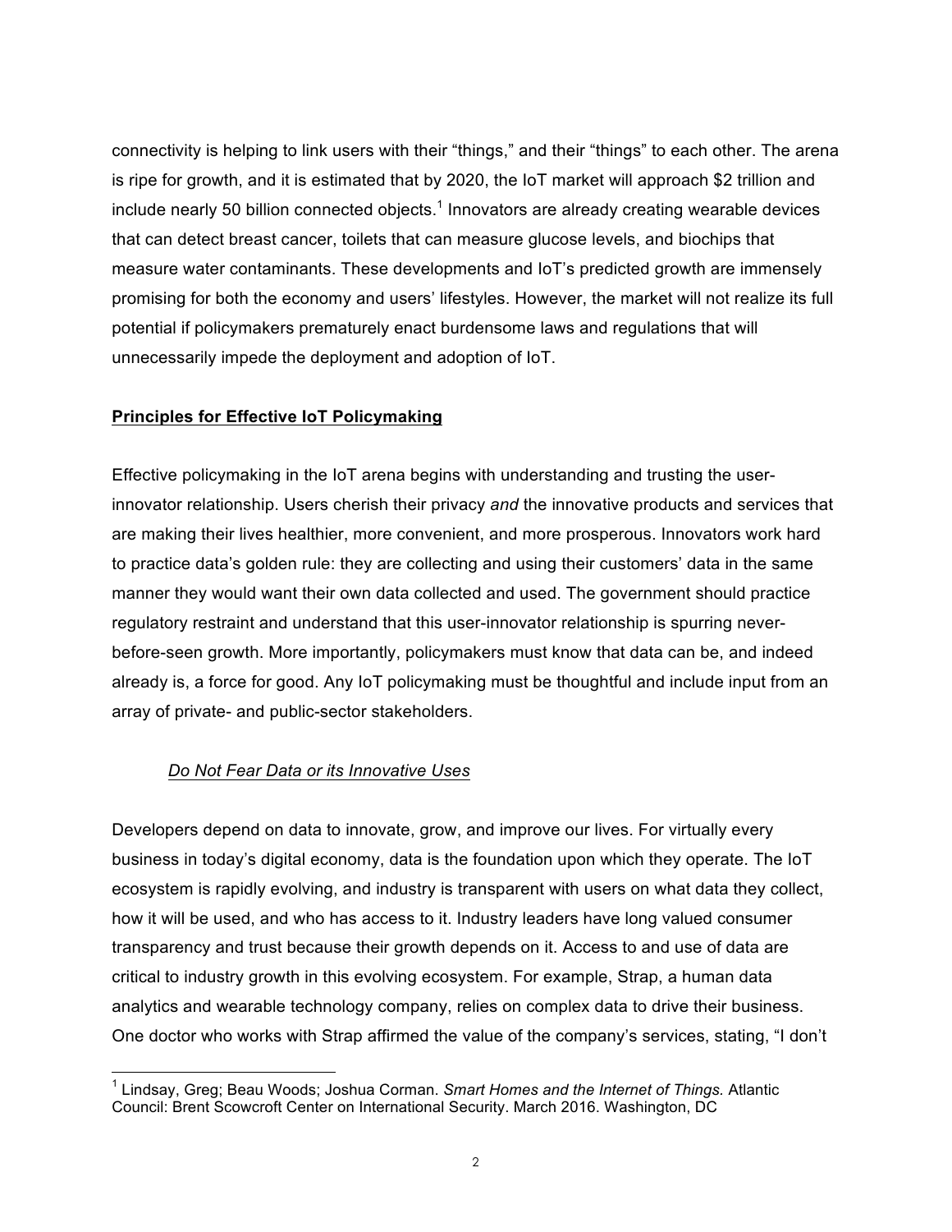connectivity is helping to link users with their "things," and their "things" to each other. The arena is ripe for growth, and it is estimated that by 2020, the IoT market will approach $2 trillion and include nearly 50 billion connected objects.[1] Innovators are already creating wearable devices that can detect breast cancer, toilets that can measure glucose levels, and biochips that measure water contaminants. These developments and IoT's predicted growth are immensely promising for both the economy and users' lifestyles. However, the market will not realize its full potential if policymakers prematurely enact burdensome laws and regulations that will unnecessarily impede the deployment and adoption of IoT.

## Principles for Effective IoT Policymaking

Effective policymaking in the IoT arena begins with understanding and trusting the user-innovator relationship. Users cherish their privacy *and* the innovative products and services that are making their lives healthier, more convenient, and more prosperous. Innovators work hard to practice data's golden rule: they are collecting and using their customers' data in the same manner they would want their own data collected and used. The government should practice regulatory restraint and understand that this user-innovator relationship is spurring never-before-seen growth. More importantly, policymakers must know that data can be, and indeed already is, a force for good. Any IoT policymaking must be thoughtful and include input from an array of private- and public-sector stakeholders.

### *Do Not Fear Data or its Innovative Uses*

Developers depend on data to innovate, grow, and improve our lives. For virtually every business in today's digital economy, data is the foundation upon which they operate. The IoT ecosystem is rapidly evolving, and industry is transparent with users on what data they collect, how it will be used, and who has access to it. Industry leaders have long valued consumer transparency and trust because their growth depends on it. Access to and use of data are critical to industry growth in this evolving ecosystem. For example, Strap, a human data analytics and wearable technology company, relies on complex data to drive their business. One doctor who works with Strap affirmed the value of the company's services, stating, "I don't

---

[1] Lindsay, Greg; Beau Woods; Joshua Corman. *Smart Homes and the Internet of Things.* Atlantic Council: Brent Scowcroft Center on International Security. March 2016. Washington, DC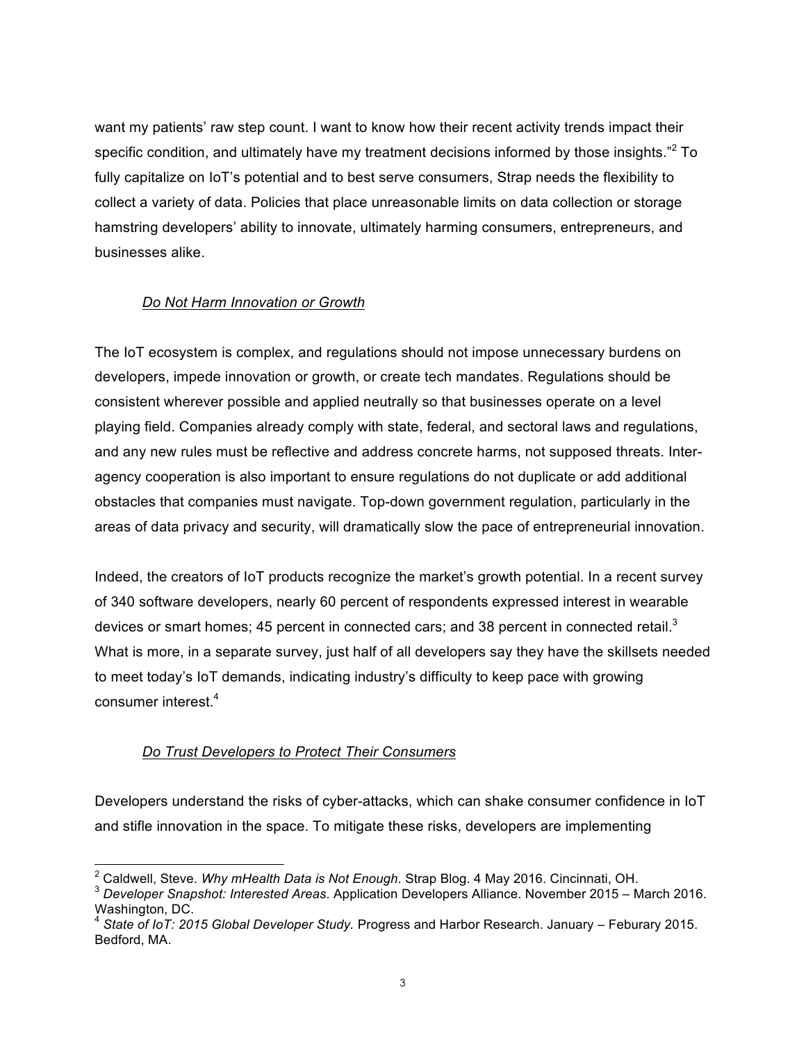want my patients' raw step count. I want to know how their recent activity trends impact their specific condition, and ultimately have my treatment decisions informed by those insights."[2] To fully capitalize on IoT's potential and to best serve consumers, Strap needs the flexibility to collect a variety of data. Policies that place unreasonable limits on data collection or storage hamstring developers' ability to innovate, ultimately harming consumers, entrepreneurs, and businesses alike.

*<u>Do Not Harm Innovation or Growth</u>*

The IoT ecosystem is complex, and regulations should not impose unnecessary burdens on developers, impede innovation or growth, or create tech mandates. Regulations should be consistent wherever possible and applied neutrally so that businesses operate on a level playing field. Companies already comply with state, federal, and sectoral laws and regulations, and any new rules must be reflective and address concrete harms, not supposed threats. Inter-agency cooperation is also important to ensure regulations do not duplicate or add additional obstacles that companies must navigate. Top-down government regulation, particularly in the areas of data privacy and security, will dramatically slow the pace of entrepreneurial innovation.

Indeed, the creators of IoT products recognize the market's growth potential. In a recent survey of 340 software developers, nearly 60 percent of respondents expressed interest in wearable devices or smart homes; 45 percent in connected cars; and 38 percent in connected retail.[3] What is more, in a separate survey, just half of all developers say they have the skillsets needed to meet today's IoT demands, indicating industry's difficulty to keep pace with growing consumer interest.[4]

*<u>Do Trust Developers to Protect Their Consumers</u>*

Developers understand the risks of cyber-attacks, which can shake consumer confidence in IoT and stifle innovation in the space. To mitigate these risks, developers are implementing

---

[2] Caldwell, Steve. *Why mHealth Data is Not Enough*. Strap Blog. 4 May 2016. Cincinnati, OH.

[3] *Developer Snapshot: Interested Areas*. Application Developers Alliance. November 2015 – March 2016. Washington, DC.

[4] *State of IoT: 2015 Global Developer Study.* Progress and Harbor Research. January – Feburary 2015. Bedford, MA.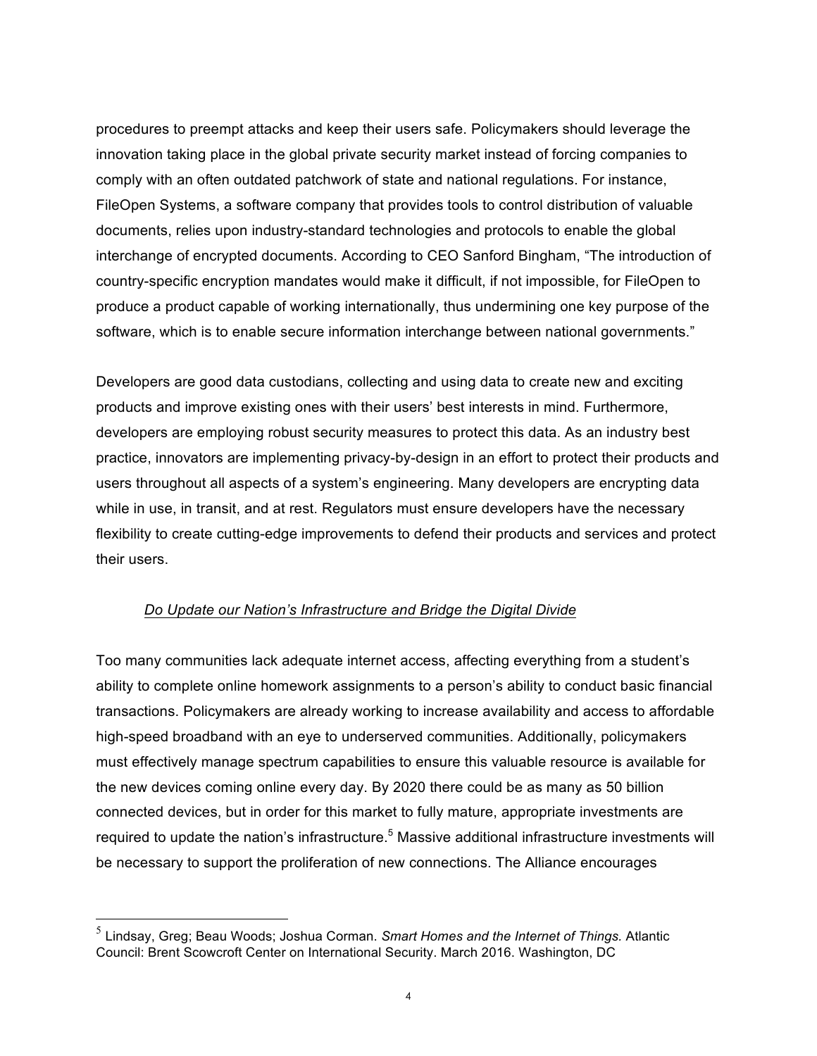procedures to preempt attacks and keep their users safe. Policymakers should leverage the innovation taking place in the global private security market instead of forcing companies to comply with an often outdated patchwork of state and national regulations. For instance, FileOpen Systems, a software company that provides tools to control distribution of valuable documents, relies upon industry-standard technologies and protocols to enable the global interchange of encrypted documents. According to CEO Sanford Bingham, "The introduction of country-specific encryption mandates would make it difficult, if not impossible, for FileOpen to produce a product capable of working internationally, thus undermining one key purpose of the software, which is to enable secure information interchange between national governments."

Developers are good data custodians, collecting and using data to create new and exciting products and improve existing ones with their users' best interests in mind. Furthermore, developers are employing robust security measures to protect this data. As an industry best practice, innovators are implementing privacy-by-design in an effort to protect their products and users throughout all aspects of a system's engineering. Many developers are encrypting data while in use, in transit, and at rest. Regulators must ensure developers have the necessary flexibility to create cutting-edge improvements to defend their products and services and protect their users.

### *Do Update our Nation's Infrastructure and Bridge the Digital Divide*

Too many communities lack adequate internet access, affecting everything from a student's ability to complete online homework assignments to a person's ability to conduct basic financial transactions. Policymakers are already working to increase availability and access to affordable high-speed broadband with an eye to underserved communities. Additionally, policymakers must effectively manage spectrum capabilities to ensure this valuable resource is available for the new devices coming online every day. By 2020 there could be as many as 50 billion connected devices, but in order for this market to fully mature, appropriate investments are required to update the nation's infrastructure.[5] Massive additional infrastructure investments will be necessary to support the proliferation of new connections. The Alliance encourages

---

[5] Lindsay, Greg; Beau Woods; Joshua Corman. *Smart Homes and the Internet of Things.* Atlantic Council: Brent Scowcroft Center on International Security. March 2016. Washington, DC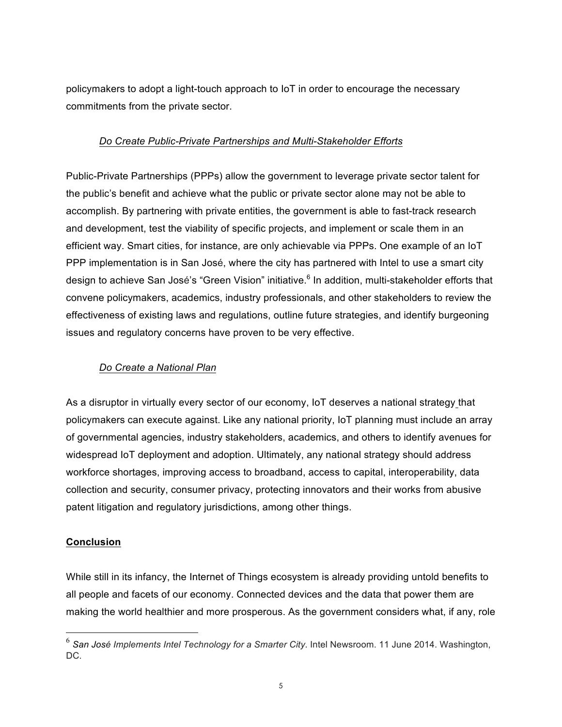policymakers to adopt a light-touch approach to IoT in order to encourage the necessary commitments from the private sector.

*Do Create Public-Private Partnerships and Multi-Stakeholder Efforts*

Public-Private Partnerships (PPPs) allow the government to leverage private sector talent for the public's benefit and achieve what the public or private sector alone may not be able to accomplish. By partnering with private entities, the government is able to fast-track research and development, test the viability of specific projects, and implement or scale them in an efficient way. Smart cities, for instance, are only achievable via PPPs. One example of an IoT PPP implementation is in San José, where the city has partnered with Intel to use a smart city design to achieve San José's "Green Vision" initiative.[6] In addition, multi-stakeholder efforts that convene policymakers, academics, industry professionals, and other stakeholders to review the effectiveness of existing laws and regulations, outline future strategies, and identify burgeoning issues and regulatory concerns have proven to be very effective.

*Do Create a National Plan*

As a disruptor in virtually every sector of our economy, IoT deserves a national strategy that policymakers can execute against. Like any national priority, IoT planning must include an array of governmental agencies, industry stakeholders, academics, and others to identify avenues for widespread IoT deployment and adoption. Ultimately, any national strategy should address workforce shortages, improving access to broadband, access to capital, interoperability, data collection and security, consumer privacy, protecting innovators and their works from abusive patent litigation and regulatory jurisdictions, among other things.

**Conclusion**

While still in its infancy, the Internet of Things ecosystem is already providing untold benefits to all people and facets of our economy. Connected devices and the data that power them are making the world healthier and more prosperous. As the government considers what, if any, role

---

[6] *San José Implements Intel Technology for a Smarter City.* Intel Newsroom. 11 June 2014. Washington, DC.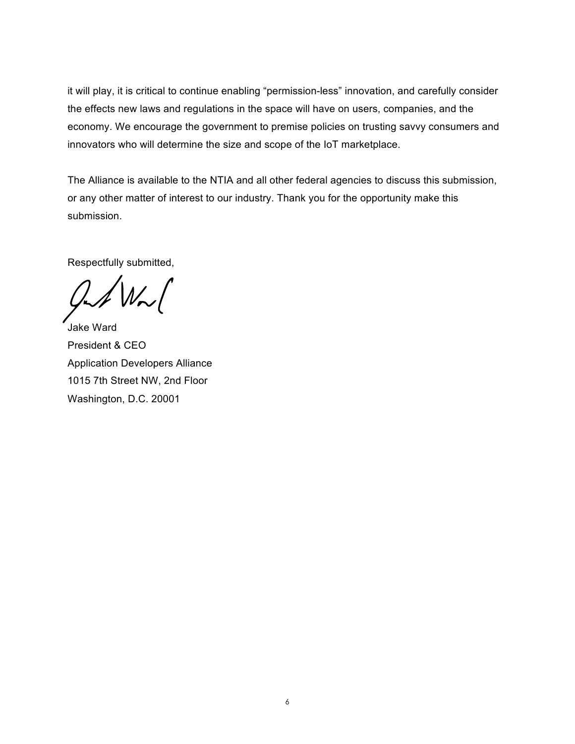it will play, it is critical to continue enabling "permission-less" innovation, and carefully consider the effects new laws and regulations in the space will have on users, companies, and the economy. We encourage the government to premise policies on trusting savvy consumers and innovators who will determine the size and scope of the IoT marketplace.

The Alliance is available to the NTIA and all other federal agencies to discuss this submission, or any other matter of interest to our industry. Thank you for the opportunity make this submission.

Respectfully submitted,

Jake Ward
President & CEO
Application Developers Alliance
1015 7th Street NW, 2nd Floor
Washington, D.C. 20001